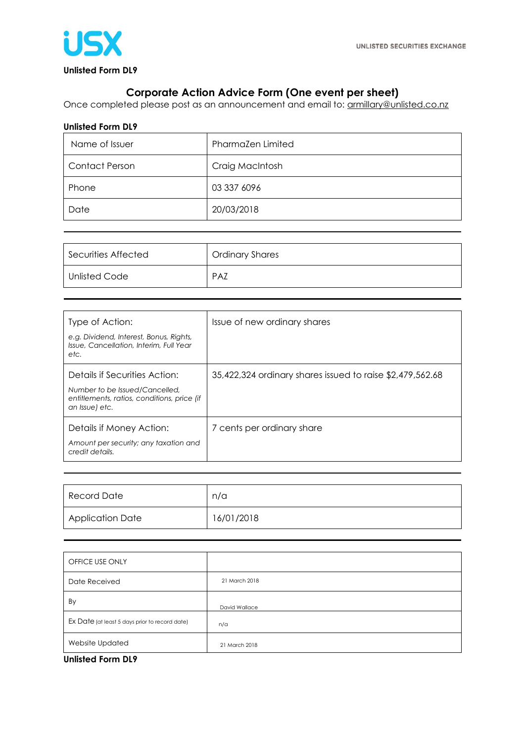USX

UNLISTED SECURITIES EXCHANGE

**Unlisted Form DL9**

## Corporate Action Advice Form (One event per sheet)

Once completed please post as an announcement and email to: armillary@unlisted.co.nz

**Unlisted Form DL9**

| | |
|---|---|
| Name of Issuer | PharmaZen Limited |
| Contact Person | Craig MacIntosh |
| Phone | 03 337 6096 |
| Date | 20/03/2018 |

| | |
|---|---|
| Securities Affected | Ordinary Shares |
| Unlisted Code | PAZ |

| | |
|---|---|
| Type of Action: *e.g. Dividend, Interest, Bonus, Rights, Issue, Cancellation, Interim, Full Year etc.* | Issue of new ordinary shares |
| Details if Securities Action: *Number to be Issued/Cancelled, entitlements, ratios, conditions, price (if an Issue) etc.* | 35,422,324 ordinary shares issued to raise $2,479,562.68 |
| Details if Money Action: *Amount per security; any taxation and credit details.* | 7 cents per ordinary share |

| | |
|---|---|
| Record Date | n/a |
| Application Date | 16/01/2018 |

| | |
|---|---|
| OFFICE USE ONLY | |
| Date Received | 21 March 2018 |
| By | David Wallace |
| Ex Date (at least 5 days prior to record date) | n/a |
| Website Updated | 21 March 2018 |

**Unlisted Form DL9**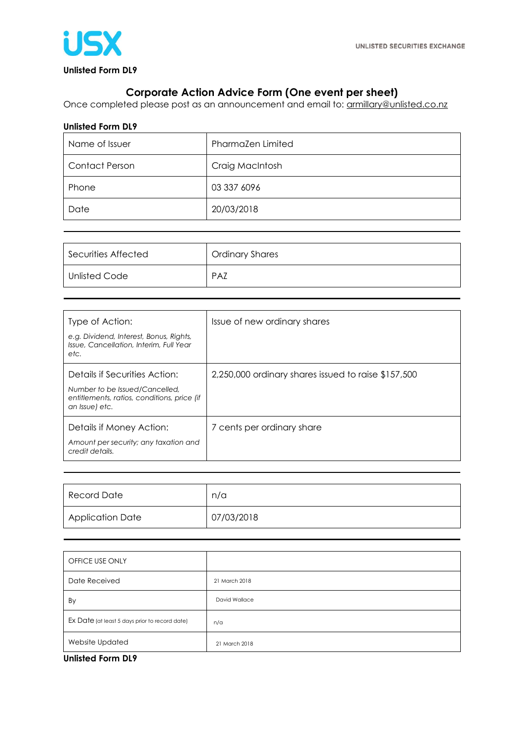USX

UNLISTED SECURITIES EXCHANGE

**Unlisted Form DL9**

## Corporate Action Advice Form (One event per sheet)

Once completed please post as an announcement and email to: armillary@unlisted.co.nz

**Unlisted Form DL9**

| | |
|---|---|
| Name of Issuer | PharmaZen Limited |
| Contact Person | Craig MacIntosh |
| Phone | 03 337 6096 |
| Date | 20/03/2018 |

| | |
|---|---|
| Securities Affected | Ordinary Shares |
| Unlisted Code | PAZ |

| | |
|---|---|
| Type of Action:<br>*e.g. Dividend, Interest, Bonus, Rights, Issue, Cancellation, Interim, Full Year etc.* | Issue of new ordinary shares |
| Details if Securities Action:<br>*Number to be Issued/Cancelled, entitlements, ratios, conditions, price (if an Issue) etc.* | 2,250,000 ordinary shares issued to raise $157,500 |
| Details if Money Action:<br>*Amount per security; any taxation and credit details.* | 7 cents per ordinary share |

| | |
|---|---|
| Record Date | n/a |
| Application Date | 07/03/2018 |

| | |
|---|---|
| OFFICE USE ONLY | |
| Date Received | 21 March 2018 |
| By | David Wallace |
| Ex Date (at least 5 days prior to record date) | n/a |
| Website Updated | 21 March 2018 |

**Unlisted Form DL9**